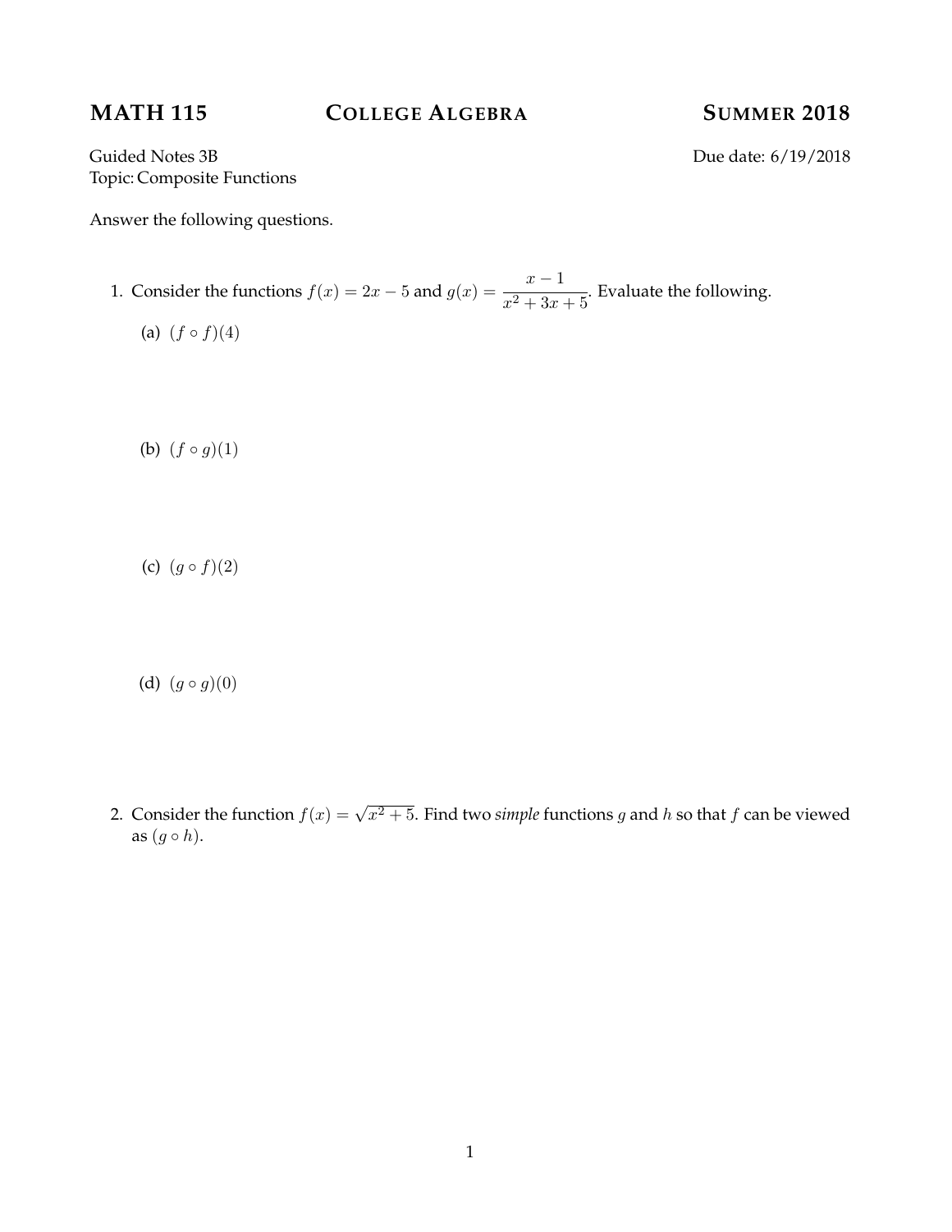# MATH 115 — College Algebra — Summer 2018

Guided Notes 3B  
Topic: Composite Functions

Due date: 6/19/2018

Answer the following questions.

1. Consider the functions $f(x) = 2x - 5$ and $g(x) = \dfrac{x-1}{x^2+3x+5}$. Evaluate the following.

   (a) $(f \circ f)(4)$

   (b) $(f \circ g)(1)$

   (c) $(g \circ f)(2)$

   (d) $(g \circ g)(0)$

2. Consider the function $f(x) = \sqrt{x^2+5}$. Find two *simple* functions $g$ and $h$ so that $f$ can be viewed as $(g \circ h)$.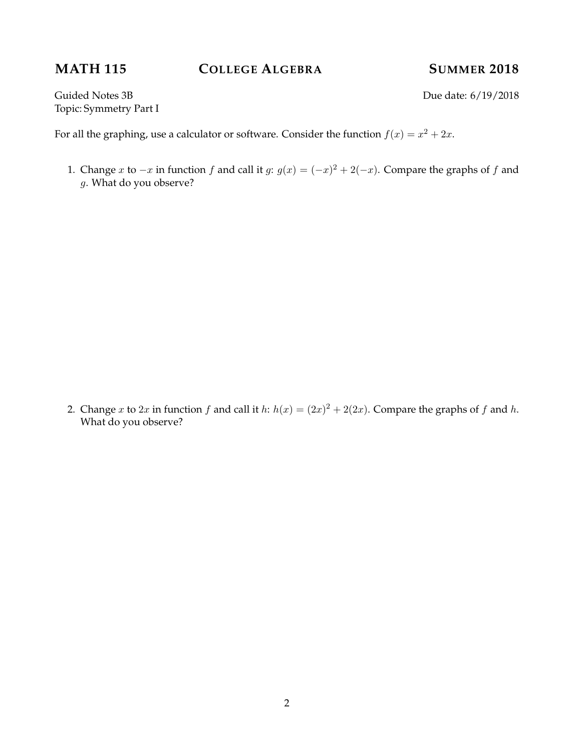**MATH 115** **COLLEGE ALGEBRA** **SUMMER 2018**

Guided Notes 3B
Topic: Symmetry Part I

Due date: 6/19/2018

For all the graphing, use a calculator or software. Consider the function $f(x) = x^2 + 2x$.

1. Change $x$ to $-x$ in function $f$ and call it $g$: $g(x) = (-x)^2 + 2(-x)$. Compare the graphs of $f$ and $g$. What do you observe?

2. Change $x$ to $2x$ in function $f$ and call it $h$: $h(x) = (2x)^2 + 2(2x)$. Compare the graphs of $f$ and $h$. What do you observe?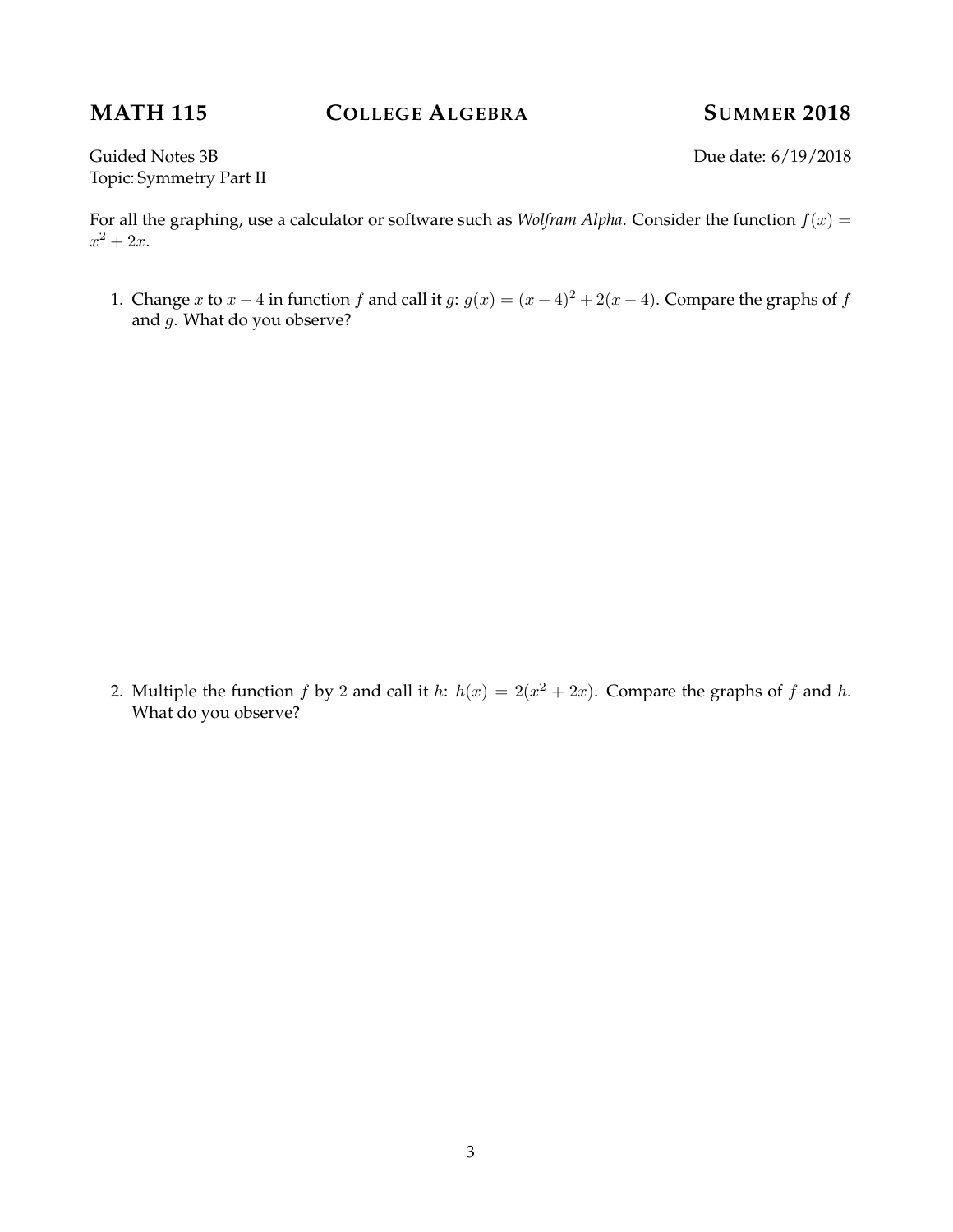# MATH 115 College Algebra Summer 2018

Guided Notes 3B
Topic: Symmetry Part II

Due date: 6/19/2018

For all the graphing, use a calculator or software such as *Wolfram Alpha*. Consider the function $f(x) = x^2 + 2x$.

1. Change $x$ to $x - 4$ in function $f$ and call it $g$: $g(x) = (x-4)^2 + 2(x-4)$. Compare the graphs of $f$ and $g$. What do you observe?

2. Multiple the function $f$ by 2 and call it $h$: $h(x) = 2(x^2 + 2x)$. Compare the graphs of $f$ and $h$. What do you observe?